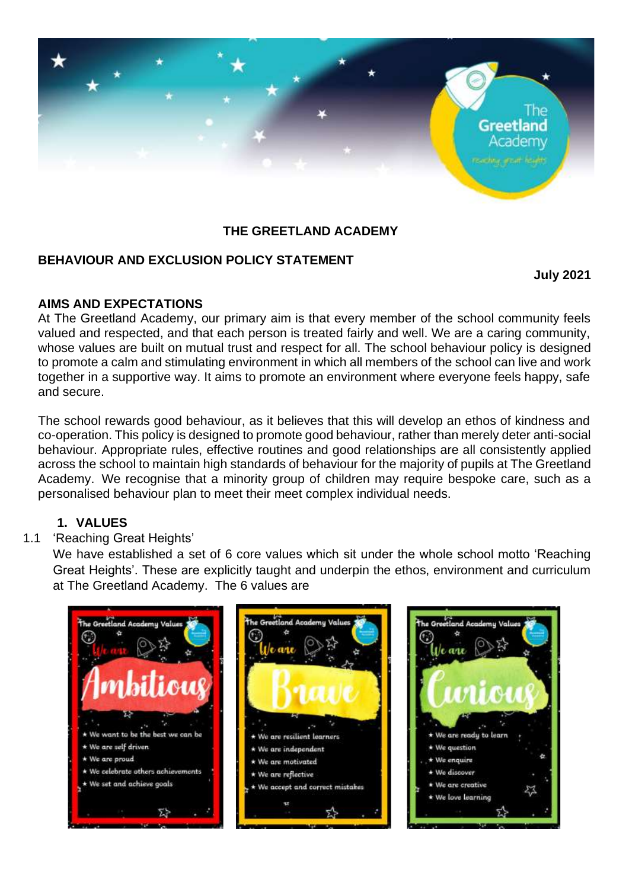**THE GREETLAND ACADEMY**

**BEHAVIOUR AND EXCLUSION POLICY STATEMENT**

**July 2021**

## AIMS AND EXPECTATIONS

At The Greetland Academy, our primary aim is that every member of the school community feels valued and respected, and that each person is treated fairly and well. We are a caring community, whose values are built on mutual trust and respect for all. The school behaviour policy is designed to promote a calm and stimulating environment in which all members of the school can live and work together in a supportive way. It aims to promote an environment where everyone feels happy, safe and secure.

The school rewards good behaviour, as it believes that this will develop an ethos of kindness and co-operation. This policy is designed to promote good behaviour, rather than merely deter anti-social behaviour. Appropriate rules, effective routines and good relationships are all consistently applied across the school to maintain high standards of behaviour for the majority of pupils at The Greetland Academy. We recognise that a minority group of children may require bespoke care, such as a personalised behaviour plan to meet their meet complex individual needs.

## 1. VALUES

1.1 'Reaching Great Heights'

We have established a set of 6 core values which sit under the whole school motto 'Reaching Great Heights'. These are explicitly taught and underpin the ethos, environment and curriculum at The Greetland Academy. The 6 values are

**The Greetland Academy Values – We are Ambitious**

- We want to be the best we can be
- We are self driven
- We are proud
- We celebrate others achievements
- We set and achieve goals

**The Greetland Academy Values – We are Brave**

- We are resilient learners
- We are independent
- We are motivated
- We are reflective
- We accept and correct mistakes

**The Greetland Academy Values – We are Curious**

- We are ready to learn
- We question
- We enquire
- We discover
- We are creative
- We love learning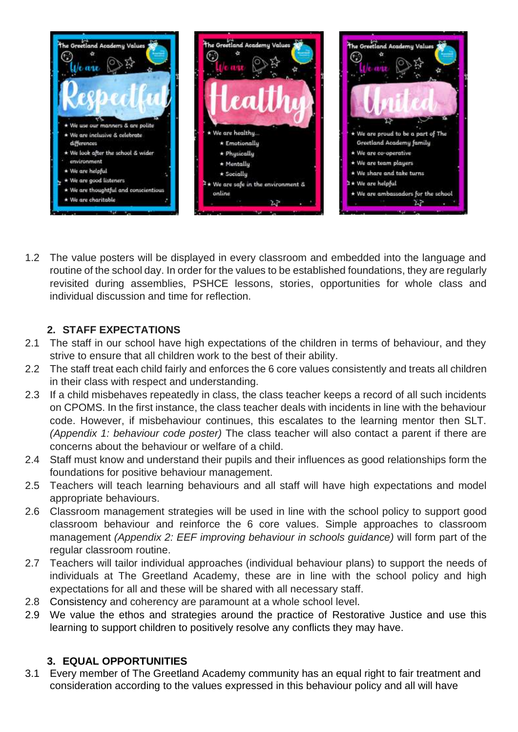**The Greetland Academy Values**

We are **Respectful**

- We use our manners & are polite
- We are inclusive & celebrate differences
- We look after the school & wider environment
- We are helpful
- We are good listeners
- We are thoughtful and conscientious
- We are charitable

**The Greetland Academy Values**

We are **Healthy**

- We are healthy…
  - Emotionally
  - Physically
  - Mentally
  - Socially
- We are safe in the environment & online

**The Greetland Academy Values**

We are **United**

- We are proud to be a part of The Greetland Academy family
- We are co-operative
- We are team players
- We share and take turns
- We are helpful
- We are ambassadors for the school

1.2 The value posters will be displayed in every classroom and embedded into the language and routine of the school day. In order for the values to be established foundations, they are regularly revisited during assemblies, PSHCE lessons, stories, opportunities for whole class and individual discussion and time for reflection.

## 2. STAFF EXPECTATIONS

2.1 The staff in our school have high expectations of the children in terms of behaviour, and they strive to ensure that all children work to the best of their ability.

2.2 The staff treat each child fairly and enforces the 6 core values consistently and treats all children in their class with respect and understanding.

2.3 If a child misbehaves repeatedly in class, the class teacher keeps a record of all such incidents on CPOMS. In the first instance, the class teacher deals with incidents in line with the behaviour code. However, if misbehaviour continues, this escalates to the learning mentor then SLT. *(Appendix 1: behaviour code poster)* The class teacher will also contact a parent if there are concerns about the behaviour or welfare of a child.

2.4 Staff must know and understand their pupils and their influences as good relationships form the foundations for positive behaviour management.

2.5 Teachers will teach learning behaviours and all staff will have high expectations and model appropriate behaviours.

2.6 Classroom management strategies will be used in line with the school policy to support good classroom behaviour and reinforce the 6 core values. Simple approaches to classroom management *(Appendix 2: EEF improving behaviour in schools guidance)* will form part of the regular classroom routine.

2.7 Teachers will tailor individual approaches (individual behaviour plans) to support the needs of individuals at The Greetland Academy, these are in line with the school policy and high expectations for all and these will be shared with all necessary staff.

2.8 Consistency and coherency are paramount at a whole school level.

2.9 We value the ethos and strategies around the practice of Restorative Justice and use this learning to support children to positively resolve any conflicts they may have.

## 3. EQUAL OPPORTUNITIES

3.1 Every member of The Greetland Academy community has an equal right to fair treatment and consideration according to the values expressed in this behaviour policy and all will have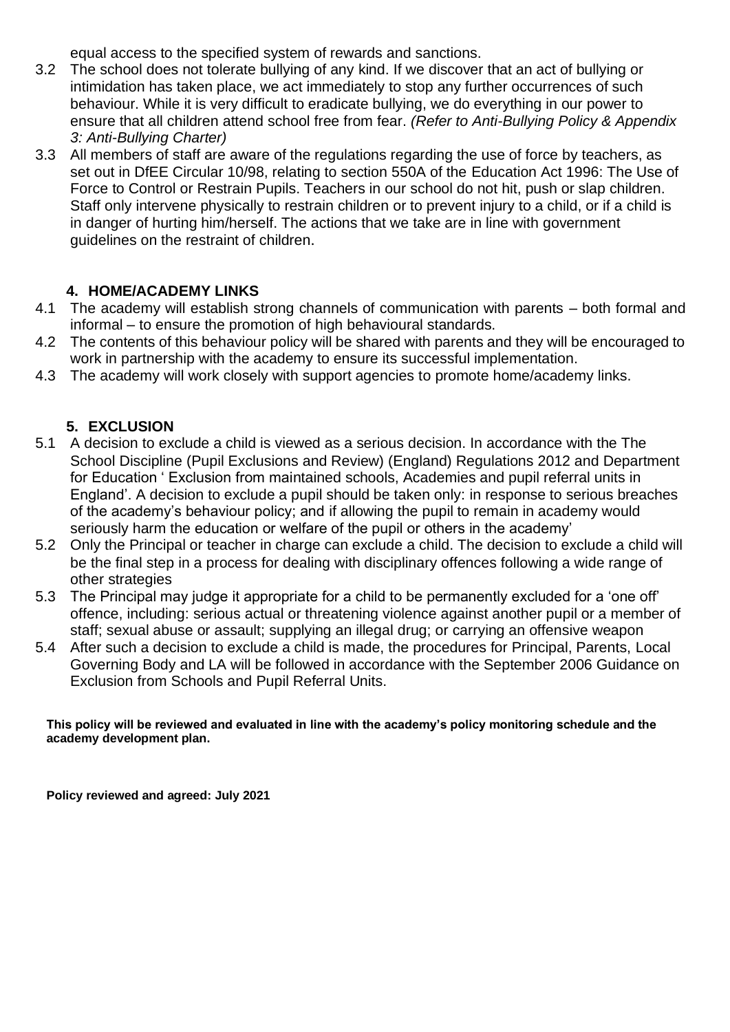equal access to the specified system of rewards and sanctions.

3.2 The school does not tolerate bullying of any kind. If we discover that an act of bullying or intimidation has taken place, we act immediately to stop any further occurrences of such behaviour. While it is very difficult to eradicate bullying, we do everything in our power to ensure that all children attend school free from fear. *(Refer to Anti-Bullying Policy & Appendix 3: Anti-Bullying Charter)*

3.3 All members of staff are aware of the regulations regarding the use of force by teachers, as set out in DfEE Circular 10/98, relating to section 550A of the Education Act 1996: The Use of Force to Control or Restrain Pupils. Teachers in our school do not hit, push or slap children. Staff only intervene physically to restrain children or to prevent injury to a child, or if a child is in danger of hurting him/herself. The actions that we take are in line with government guidelines on the restraint of children.

## 4. HOME/ACADEMY LINKS

4.1 The academy will establish strong channels of communication with parents – both formal and informal – to ensure the promotion of high behavioural standards.

4.2 The contents of this behaviour policy will be shared with parents and they will be encouraged to work in partnership with the academy to ensure its successful implementation.

4.3 The academy will work closely with support agencies to promote home/academy links.

## 5. EXCLUSION

5.1 A decision to exclude a child is viewed as a serious decision. In accordance with the The School Discipline (Pupil Exclusions and Review) (England) Regulations 2012 and Department for Education ' Exclusion from maintained schools, Academies and pupil referral units in England'. A decision to exclude a pupil should be taken only: in response to serious breaches of the academy's behaviour policy; and if allowing the pupil to remain in academy would seriously harm the education or welfare of the pupil or others in the academy'

5.2 Only the Principal or teacher in charge can exclude a child. The decision to exclude a child will be the final step in a process for dealing with disciplinary offences following a wide range of other strategies

5.3 The Principal may judge it appropriate for a child to be permanently excluded for a 'one off' offence, including: serious actual or threatening violence against another pupil or a member of staff; sexual abuse or assault; supplying an illegal drug; or carrying an offensive weapon

5.4 After such a decision to exclude a child is made, the procedures for Principal, Parents, Local Governing Body and LA will be followed in accordance with the September 2006 Guidance on Exclusion from Schools and Pupil Referral Units.

**This policy will be reviewed and evaluated in line with the academy's policy monitoring schedule and the academy development plan.**

**Policy reviewed and agreed: July 2021**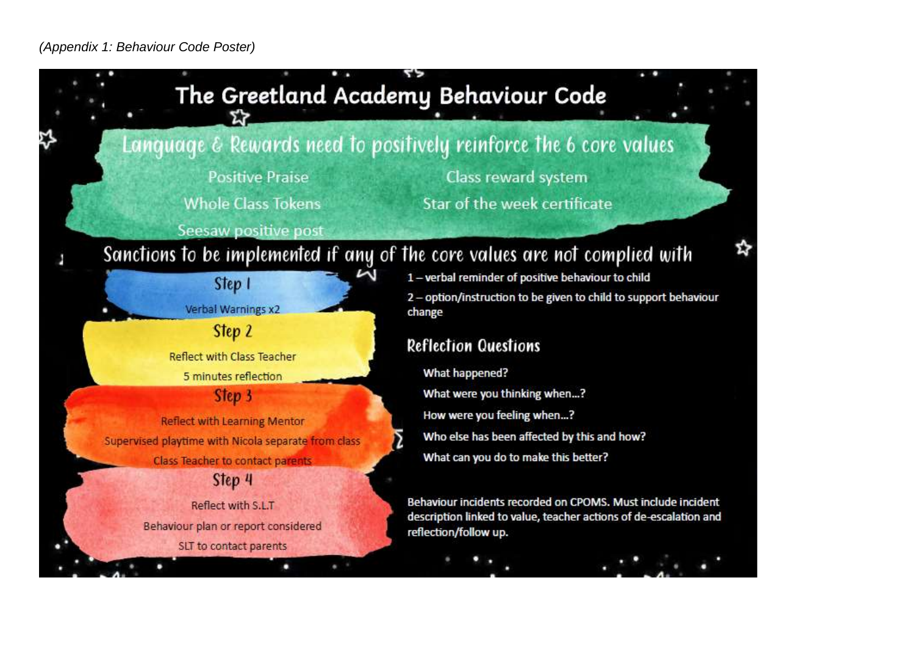*(Appendix 1: Behaviour Code Poster)*

# The Greetland Academy Behaviour Code

## Language & Rewards need to positively reinforce the 6 core values

- Positive Praise
- Class reward system
- Whole Class Tokens
- Star of the week certificate
- Seesaw positive post

## Sanctions to be implemented if any of the core values are not complied with

### Step 1

Verbal Warnings x2

### Step 2

Reflect with Class Teacher

5 minutes reflection

### Step 3

Reflect with Learning Mentor

Supervised playtime with Nicola separate from class

Class Teacher to contact parents

### Step 4

Reflect with S.L.T

Behaviour plan or report considered

SLT to contact parents

**1 – verbal reminder of positive behaviour to child**

**2 – option/instruction to be given to child to support behaviour change**

### Reflection Questions

**What happened?**

**What were you thinking when…?**

**How were you feeling when…?**

**Who else has been affected by this and how?**

**What can you do to make this better?**

**Behaviour incidents recorded on CPOMS. Must include incident description linked to value, teacher actions of de-escalation and reflection/follow up.**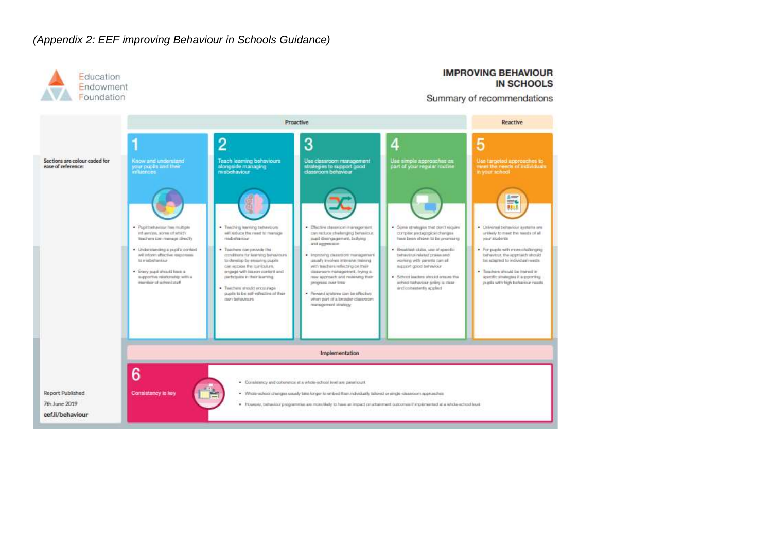*(Appendix 2: EEF improving Behaviour in Schools Guidance)*

Education Endowment Foundation

# IMPROVING BEHAVIOUR IN SCHOOLS

Summary of recommendations

Sections are colour coded for ease of reference:

**Proactive**

**1 – Know and understand your pupils and their influences**

- Pupil behaviour has multiple influences, some of which teachers can manage directly
- Understanding a pupil's context will inform effective responses to misbehaviour
- Every pupil should have a supportive relationship with a member of school staff

**2 – Teach learning behaviours alongside managing misbehaviour**

- Teaching learning behaviours will reduce the need to manage misbehaviour
- Teachers can provide the conditions for learning behaviours to develop by ensuring pupils can access the curriculum, engage with lesson content and participate in their learning
- Teachers should encourage pupils to be self-reflective of their own behaviours

**3 – Use classroom management strategies to support good classroom behaviour**

- Effective classroom management can reduce challenging behaviour, pupil disengagement, bullying and aggression
- Improving classroom management usually involves intensive training with teachers reflecting on their classroom management, trying a new approach and reviewing their progress over time
- Reward systems can be effective when part of a broader classroom management strategy

**4 – Use simple approaches as part of your regular routine**

- Some strategies that don't require complex pedagogical changes have been shown to be promising
- Breakfast clubs, use of specific behaviour-related praise and working with parents can all support good behaviour
- School leaders should ensure the school behaviour policy is clear and consistently applied

**Reactive**

**5 – Use targeted approaches to meet the needs of individuals in your school**

- Universal behaviour systems are unlikely to meet the needs of all your students
- For pupils with more challenging behaviour, the approach should be adapted to individual needs
- Teachers should be trained in specific strategies if supporting pupils with high behaviour needs

**Implementation**

**6 – Consistency is key**

- Consistency and coherence at a whole-school level are paramount
- Whole-school changes usually take longer to embed than individually tailored or single-classroom approaches
- However, behaviour programmes are more likely to have an impact on attainment outcomes if implemented at a whole-school level

Report Published
7th June 2019
**eef.li/behaviour**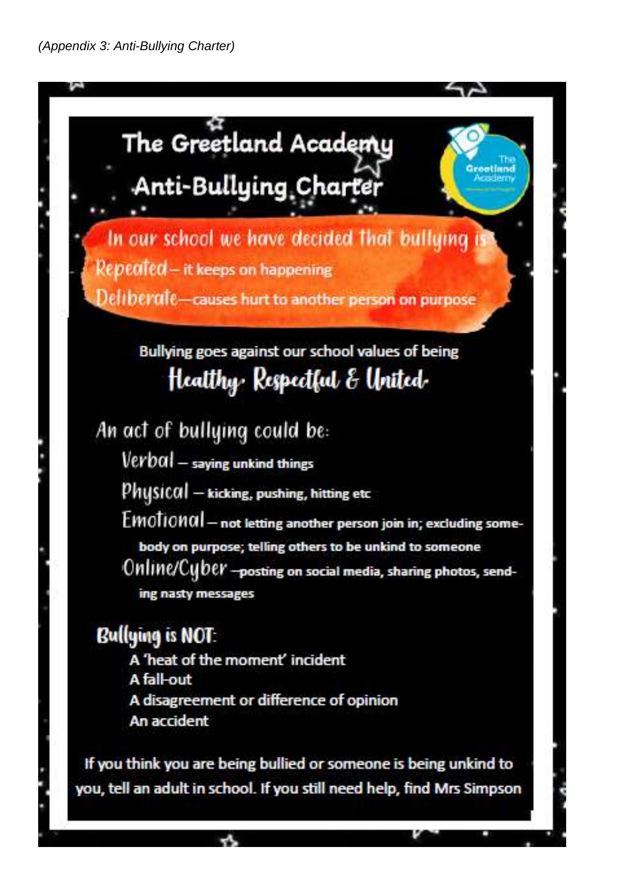*(Appendix 3: Anti-Bullying Charter)*

# The Greetland Academy Anti-Bullying Charter

**In our school we have decided that bullying is:**

**Repeated** – it keeps on happening

**Deliberate**—causes hurt to another person on purpose

Bullying goes against our school values of being

**Healthy, Respectful & United**

## An act of bullying could be:

- **Verbal** – saying unkind things
- **Physical** – kicking, pushing, hitting etc
- **Emotional** – not letting another person join in; excluding somebody on purpose; telling others to be unkind to someone
- **Online/Cyber** –posting on social media, sharing photos, sending nasty messages

## Bullying is NOT:

- A 'heat of the moment' incident
- A fall-out
- A disagreement or difference of opinion
- An accident

If you think you are being bullied or someone is being unkind to you, tell an adult in school. If you still need help, find Mrs Simpson